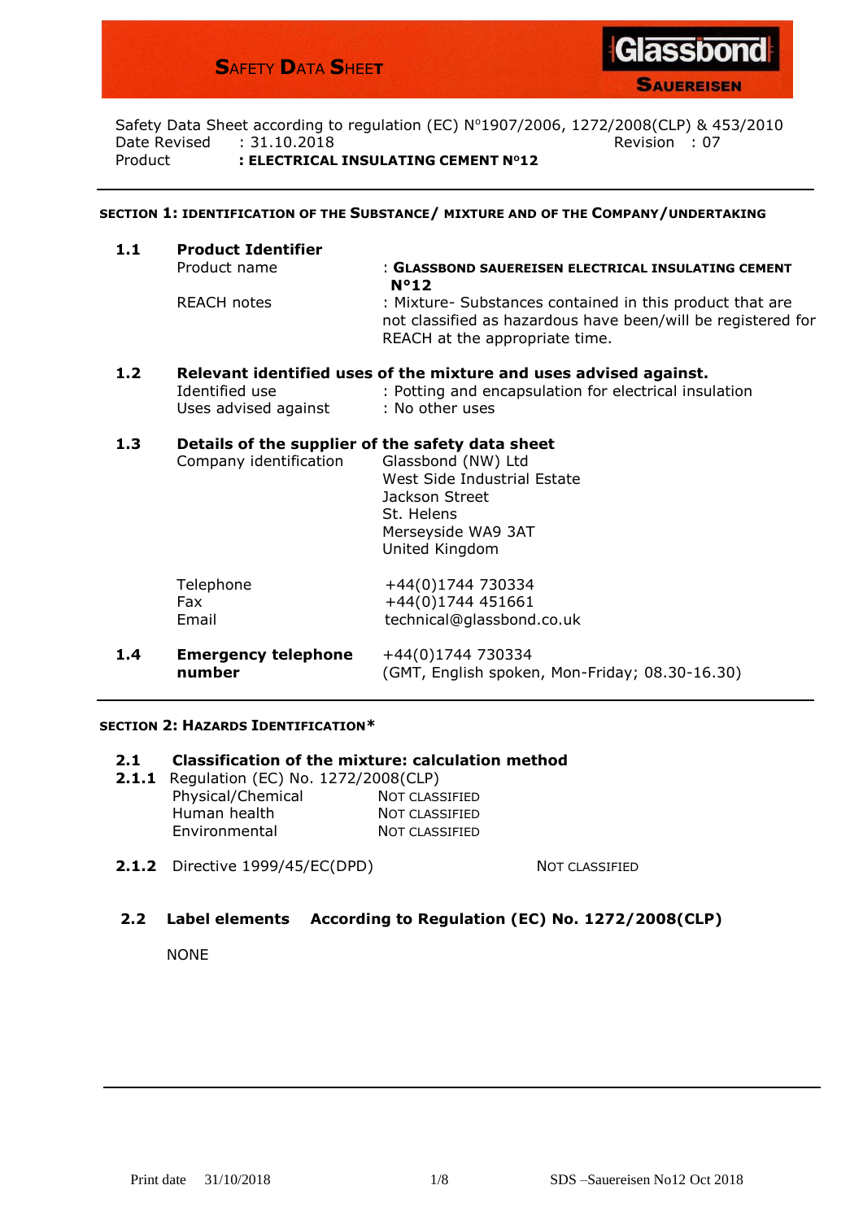# SAFETY DATA SHEET

**Glassbond**
**SAUEREISEN**

Safety Data Sheet according to regulation (EC) N°1907/2006, 1272/2008(CLP) & 453/2010

Date Revised : 31.10.2018 Revision : 07

Product **: ELECTRICAL INSULATING CEMENT N°12**

---

## SECTION 1: IDENTIFICATION OF THE SUBSTANCE/ MIXTURE AND OF THE COMPANY/UNDERTAKING

### 1.1 Product Identifier

| | |
|---|---|
| Product name | : **GLASSBOND SAUEREISEN ELECTRICAL INSULATING CEMENT N°12** |
| REACH notes | : Mixture- Substances contained in this product that are not classified as hazardous have been/will be registered for REACH at the appropriate time. |

### 1.2 Relevant identified uses of the mixture and uses advised against.

| | |
|---|---|
| Identified use | : Potting and encapsulation for electrical insulation |
| Uses advised against | : No other uses |

### 1.3 Details of the supplier of the safety data sheet

| | |
|---|---|
| Company identification | Glassbond (NW) Ltd<br>West Side Industrial Estate<br>Jackson Street<br>St. Helens<br>Merseyside WA9 3AT<br>United Kingdom |
| Telephone | +44(0)1744 730334 |
| Fax | +44(0)1744 451661 |
| Email | technical@glassbond.co.uk |

### 1.4 Emergency telephone number

+44(0)1744 730334
(GMT, English spoken, Mon-Friday; 08.30-16.30)

---

## SECTION 2: HAZARDS IDENTIFICATION*

### 2.1 Classification of the mixture: calculation method

**2.1.1** Regulation (EC) No. 1272/2008(CLP)

| | |
|---|---|
| Physical/Chemical | NOT CLASSIFIED |
| Human health | NOT CLASSIFIED |
| Environmental | NOT CLASSIFIED |

**2.1.2** Directive 1999/45/EC(DPD) NOT CLASSIFIED

### 2.2 Label elements According to Regulation (EC) No. 1272/2008(CLP)

NONE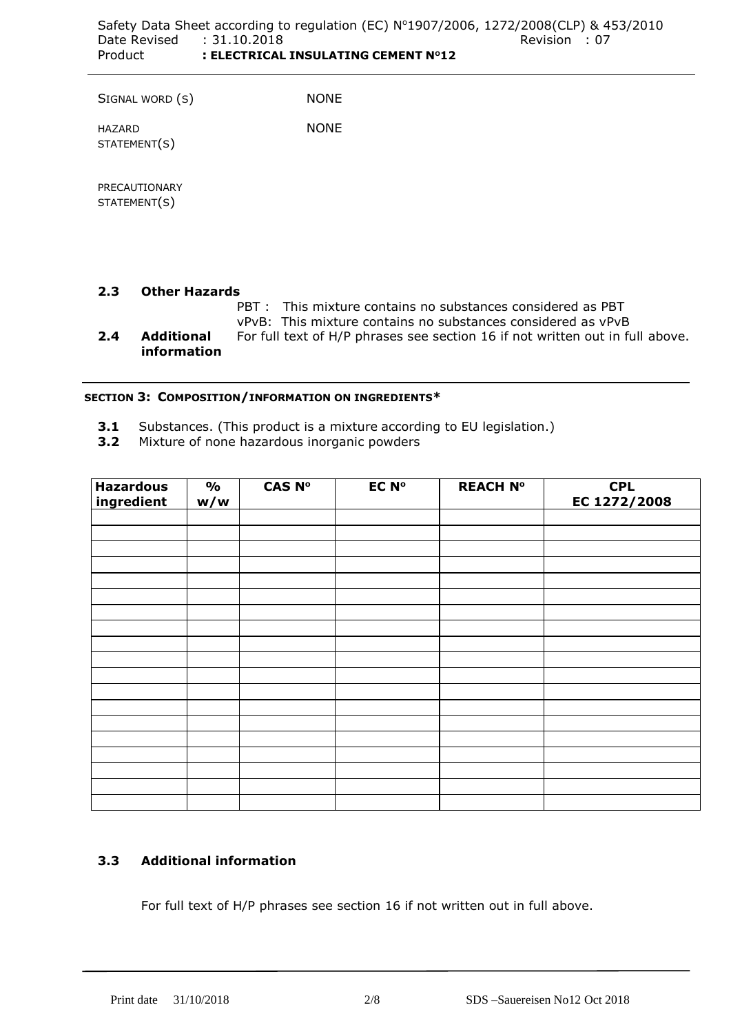SIGNAL WORD (S) NONE

HAZARD STATEMENT(S) NONE

PRECAUTIONARY STATEMENT(S)

**2.3 Other Hazards**

PBT : This mixture contains no substances considered as PBT
vPvB: This mixture contains no substances considered as vPvB

**2.4 Additional information** For full text of H/P phrases see section 16 if not written out in full above.

## SECTION 3: COMPOSITION/INFORMATION ON INGREDIENTS*

**3.1** Substances. (This product is a mixture according to EU legislation.)
**3.2** Mixture of none hazardous inorganic powders

| Hazardous ingredient | % w/w | CAS N° | EC N° | REACH N° | CPL EC 1272/2008 |
|---|---|---|---|---|---|
| | | | | | |
| | | | | | |
| | | | | | |
| | | | | | |
| | | | | | |
| | | | | | |
| | | | | | |
| | | | | | |
| | | | | | |
| | | | | | |
| | | | | | |
| | | | | | |
| | | | | | |
| | | | | | |
| | | | | | |
| | | | | | |
| | | | | | |
| | | | | | |
| | | | | | |

**3.3 Additional information**

For full text of H/P phrases see section 16 if not written out in full above.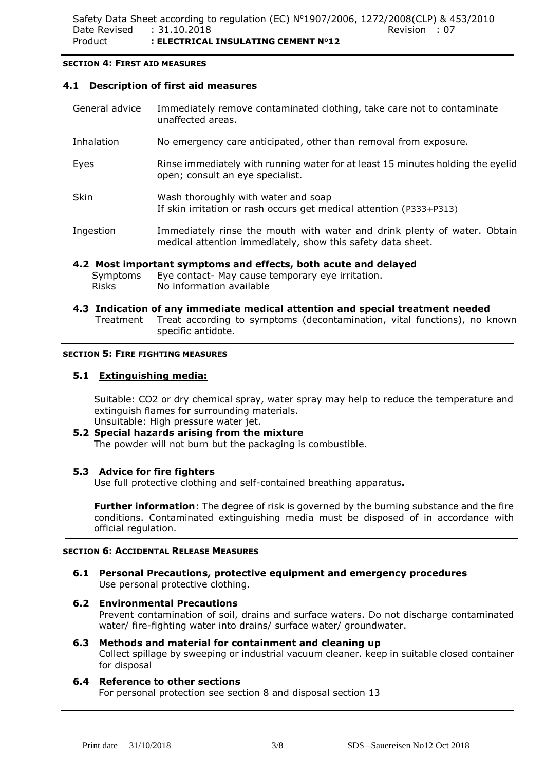## SECTION 4: FIRST AID MEASURES

### 4.1 Description of first aid measures

| | |
|---|---|
| General advice | Immediately remove contaminated clothing, take care not to contaminate unaffected areas. |
| Inhalation | No emergency care anticipated, other than removal from exposure. |
| Eyes | Rinse immediately with running water for at least 15 minutes holding the eyelid open; consult an eye specialist. |
| Skin | Wash thoroughly with water and soap<br>If skin irritation or rash occurs get medical attention (P333+P313) |
| Ingestion | Immediately rinse the mouth with water and drink plenty of water. Obtain medical attention immediately, show this safety data sheet. |

### 4.2 Most important symptoms and effects, both acute and delayed

| | |
|---|---|
| Symptoms | Eye contact- May cause temporary eye irritation. |
| Risks | No information available |

### 4.3 Indication of any immediate medical attention and special treatment needed

| | |
|---|---|
| Treatment | Treat according to symptoms (decontamination, vital functions), no known specific antidote. |

## SECTION 5: FIRE FIGHTING MEASURES

### 5.1 Extinguishing media:

Suitable: $CO_2$ or dry chemical spray, water spray may help to reduce the temperature and extinguish flames for surrounding materials.
Unsuitable: High pressure water jet.

### 5.2 Special hazards arising from the mixture

The powder will not burn but the packaging is combustible.

### 5.3 Advice for fire fighters

Use full protective clothing and self-contained breathing apparatus.

**Further information**: The degree of risk is governed by the burning substance and the fire conditions. Contaminated extinguishing media must be disposed of in accordance with official regulation.

## SECTION 6: ACCIDENTAL RELEASE MEASURES

### 6.1 Personal Precautions, protective equipment and emergency procedures

Use personal protective clothing.

### 6.2 Environmental Precautions

Prevent contamination of soil, drains and surface waters. Do not discharge contaminated water/ fire-fighting water into drains/ surface water/ groundwater.

### 6.3 Methods and material for containment and cleaning up

Collect spillage by sweeping or industrial vacuum cleaner. keep in suitable closed container for disposal

### 6.4 Reference to other sections

For personal protection see section 8 and disposal section 13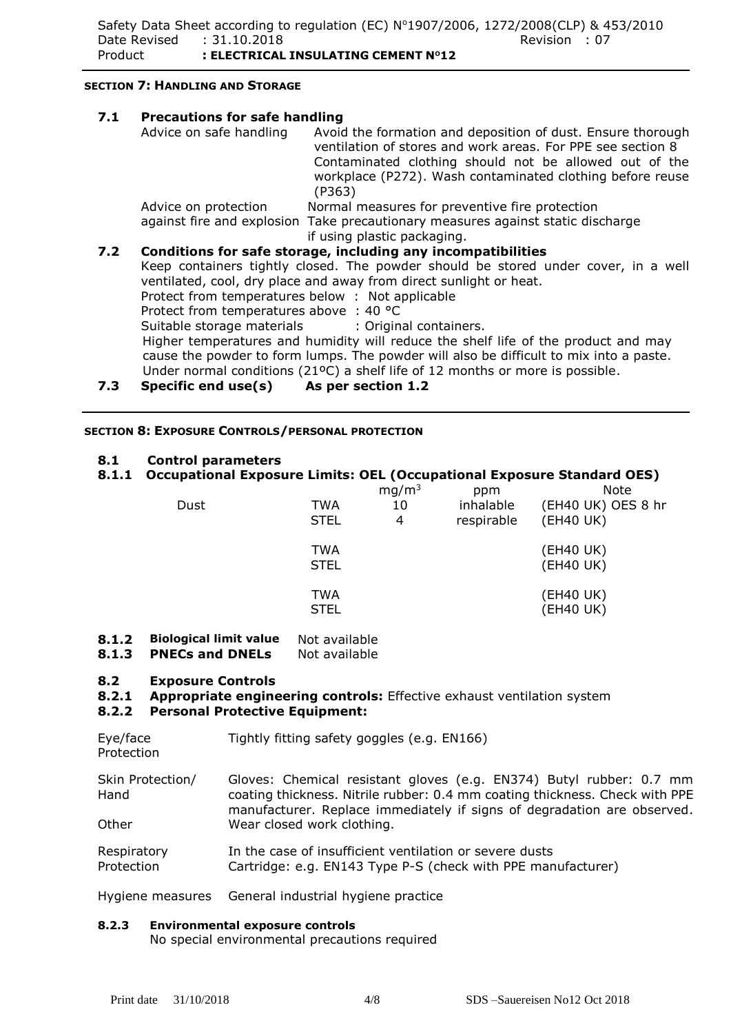## SECTION 7: HANDLING AND STORAGE

### 7.1 Precautions for safe handling

Advice on safe handling: Avoid the formation and deposition of dust. Ensure thorough ventilation of stores and work areas. For PPE see section 8 Contaminated clothing should not be allowed out of the workplace (P272). Wash contaminated clothing before reuse (P363)

Advice on protection against fire and explosion: Normal measures for preventive fire protection. Take precautionary measures against static discharge if using plastic packaging.

### 7.2 Conditions for safe storage, including any incompatibilities

Keep containers tightly closed. The powder should be stored under cover, in a well ventilated, cool, dry place and away from direct sunlight or heat.

Protect from temperatures below : Not applicable
Protect from temperatures above : 40 °C
Suitable storage materials : Original containers.

Higher temperatures and humidity will reduce the shelf life of the product and may cause the powder to form lumps. The powder will also be difficult to mix into a paste. Under normal conditions (21ºC) a shelf life of 12 months or more is possible.

### 7.3 Specific end use(s) As per section 1.2

## SECTION 8: EXPOSURE CONTROLS/PERSONAL PROTECTION

### 8.1 Control parameters

### 8.1.1 Occupational Exposure Limits: OEL (Occupational Exposure Standard OES)

| | | $mg/m^3$ | ppm | Note |
|---|---|---|---|---|
| Dust | TWA | 10 | inhalable | (EH40 UK) OES 8 hr |
| | STEL | 4 | respirable | (EH40 UK) |
| | TWA | | | (EH40 UK) |
| | STEL | | | (EH40 UK) |
| | TWA | | | (EH40 UK) |
| | STEL | | | (EH40 UK) |

**8.1.2 Biological limit value** Not available
**8.1.3 PNECs and DNELs** Not available

### 8.2 Exposure Controls

**8.2.1 Appropriate engineering controls:** Effective exhaust ventilation system
**8.2.2 Personal Protective Equipment:**

Eye/face Protection: Tightly fitting safety goggles (e.g. EN166)

Skin Protection/ Hand: Gloves: Chemical resistant gloves (e.g. EN374) Butyl rubber: 0.7 mm coating thickness. Nitrile rubber: 0.4 mm coating thickness. Check with PPE manufacturer. Replace immediately if signs of degradation are observed.

Other: Wear closed work clothing.

Respiratory Protection: In the case of insufficient ventilation or severe dusts. Cartridge: e.g. EN143 Type P-S (check with PPE manufacturer)

Hygiene measures: General industrial hygiene practice

**8.2.3 Environmental exposure controls**
No special environmental precautions required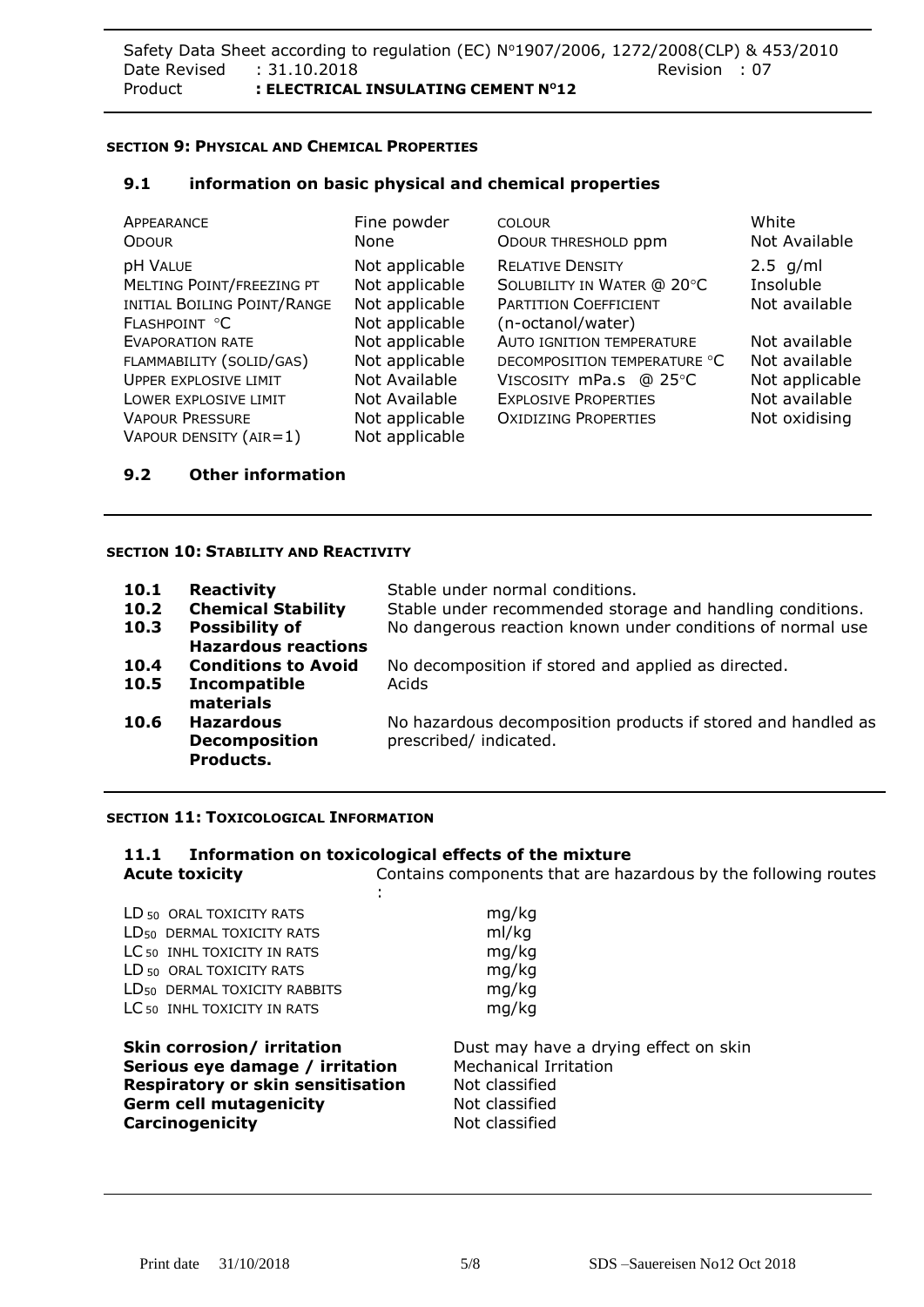## SECTION 9: PHYSICAL AND CHEMICAL PROPERTIES

### 9.1 information on basic physical and chemical properties

| | | | |
|---|---|---|---|
| APPEARANCE | Fine powder | COLOUR | White |
| ODOUR | None | ODOUR THRESHOLD ppm | Not Available |
| pH VALUE | Not applicable | RELATIVE DENSITY | 2.5 g/ml |
| MELTING POINT/FREEZING PT | Not applicable | SOLUBILITY IN WATER @ 20°C | Insoluble |
| INITIAL BOILING POINT/RANGE | Not applicable | PARTITION COEFFICIENT (n-octanol/water) | Not available |
| FLASHPOINT °C | Not applicable | | |
| EVAPORATION RATE | Not applicable | AUTO IGNITION TEMPERATURE | Not available |
| FLAMMABILITY (SOLID/GAS) | Not applicable | DECOMPOSITION TEMPERATURE °C | Not available |
| UPPER EXPLOSIVE LIMIT | Not Available | VISCOSITY mPa.s @ 25°C | Not applicable |
| LOWER EXPLOSIVE LIMIT | Not Available | EXPLOSIVE PROPERTIES | Not available |
| VAPOUR PRESSURE | Not applicable | OXIDIZING PROPERTIES | Not oxidising |
| VAPOUR DENSITY (AIR=1) | Not applicable | | |

### 9.2 Other information

## SECTION 10: STABILITY AND REACTIVITY

| | | |
|---|---|---|
| **10.1** | **Reactivity** | Stable under normal conditions. |
| **10.2** | **Chemical Stability** | Stable under recommended storage and handling conditions. |
| **10.3** | **Possibility of Hazardous reactions** | No dangerous reaction known under conditions of normal use |
| **10.4** | **Conditions to Avoid** | No decomposition if stored and applied as directed. |
| **10.5** | **Incompatible materials** | Acids |
| **10.6** | **Hazardous Decomposition Products.** | No hazardous decomposition products if stored and handled as prescribed/ indicated. |

## SECTION 11: TOXICOLOGICAL INFORMATION

### 11.1 Information on toxicological effects of the mixture

**Acute toxicity** Contains components that are hazardous by the following routes :

| | |
|---|---|
| $LD_{50}$ ORAL TOXICITY RATS | mg/kg |
| $LD_{50}$ DERMAL TOXICITY RATS | ml/kg |
| $LC_{50}$ INHL TOXICITY IN RATS | mg/kg |
| $LD_{50}$ ORAL TOXICITY RATS | mg/kg |
| $LD_{50}$ DERMAL TOXICITY RABBITS | mg/kg |
| $LC_{50}$ INHL TOXICITY IN RATS | mg/kg |

| | |
|---|---|
| **Skin corrosion/ irritation** | Dust may have a drying effect on skin |
| **Serious eye damage / irritation** | Mechanical Irritation |
| **Respiratory or skin sensitisation** | Not classified |
| **Germ cell mutagenicity** | Not classified |
| **Carcinogenicity** | Not classified |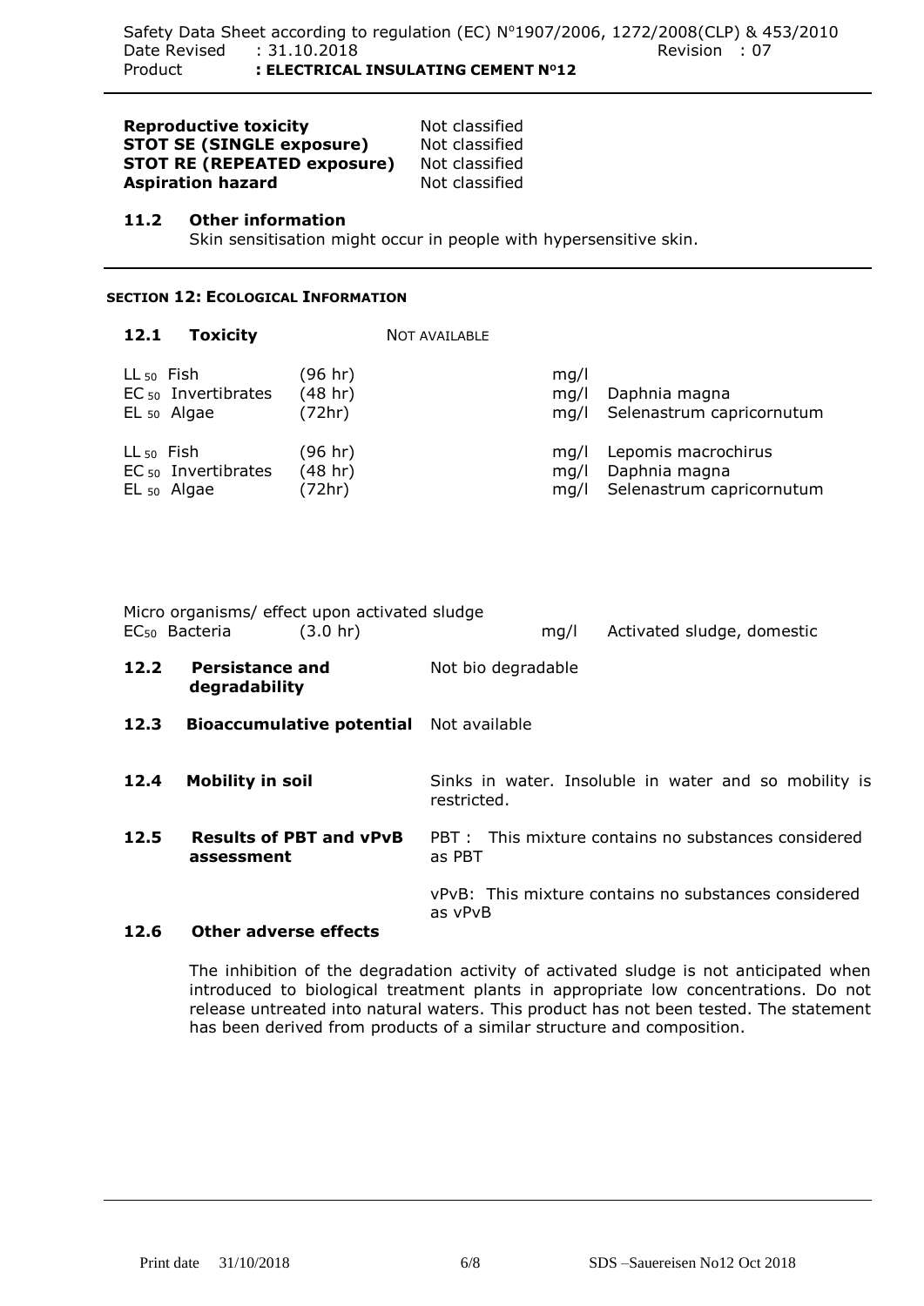| | |
|---|---|
| **Reproductive toxicity** | Not classified |
| **STOT SE (SINGLE exposure)** | Not classified |
| **STOT RE (REPEATED exposure)** | Not classified |
| **Aspiration hazard** | Not classified |

### 11.2 Other information

Skin sensitisation might occur in people with hypersensitive skin.

## SECTION 12: ECOLOGICAL INFORMATION

### 12.1 Toxicity

NOT AVAILABLE

| | | | | |
|---|---|---|---|---|
| $LL_{50}$ Fish | (96 hr) | | mg/l | |
| $EC_{50}$ Invertibrates | (48 hr) | | mg/l | Daphnia magna |
| $EL_{50}$ Algae | (72hr) | | mg/l | Selenastrum capricornutum |
| $LL_{50}$ Fish | (96 hr) | | mg/l | Lepomis macrochirus |
| $EC_{50}$ Invertibrates | (48 hr) | | mg/l | Daphnia magna |
| $EL_{50}$ Algae | (72hr) | | mg/l | Selenastrum capricornutum |

Micro organisms/ effect upon activated sludge

| | | | | |
|---|---|---|---|---|
| $EC_{50}$ Bacteria | (3.0 hr) | | mg/l | Activated sludge, domestic |

| | | |
|---|---|---|
| **12.2** | **Persistance and degradability** | Not bio degradable |
| **12.3** | **Bioaccumulative potential** | Not available |
| **12.4** | **Mobility in soil** | Sinks in water. Insoluble in water and so mobility is restricted. |
| **12.5** | **Results of PBT and vPvB assessment** | PBT : This mixture contains no substances considered as PBT<br><br>vPvB: This mixture contains no substances considered as vPvB |

### 12.6 Other adverse effects

The inhibition of the degradation activity of activated sludge is not anticipated when introduced to biological treatment plants in appropriate low concentrations. Do not release untreated into natural waters. This product has not been tested. The statement has been derived from products of a similar structure and composition.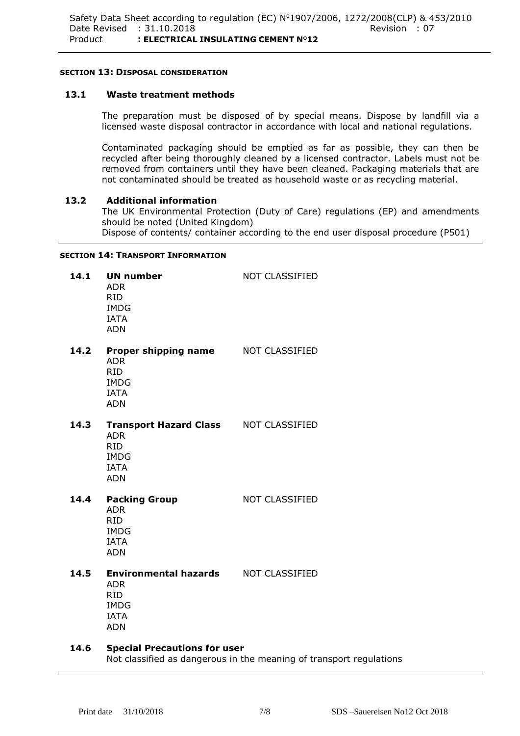## SECTION 13: DISPOSAL CONSIDERATION

### 13.1 Waste treatment methods

The preparation must be disposed of by special means. Dispose by landfill via a licensed waste disposal contractor in accordance with local and national regulations.

Contaminated packaging should be emptied as far as possible, they can then be recycled after being thoroughly cleaned by a licensed contractor. Labels must not be removed from containers until they have been cleaned. Packaging materials that are not contaminated should be treated as household waste or as recycling material.

### 13.2 Additional information

The UK Environmental Protection (Duty of Care) regulations (EP) and amendments should be noted (United Kingdom)
Dispose of contents/ container according to the end user disposal procedure (P501)

## SECTION 14: TRANSPORT INFORMATION

**14.1 UN number** — NOT CLASSIFIED
ADR
RID
IMDG
IATA
ADN

**14.2 Proper shipping name** — NOT CLASSIFIED
ADR
RID
IMDG
IATA
ADN

**14.3 Transport Hazard Class** — NOT CLASSIFIED
ADR
RID
IMDG
IATA
ADN

**14.4 Packing Group** — NOT CLASSIFIED
ADR
RID
IMDG
IATA
ADN

**14.5 Environmental hazards** — NOT CLASSIFIED
ADR
RID
IMDG
IATA
ADN

**14.6 Special Precautions for user**
Not classified as dangerous in the meaning of transport regulations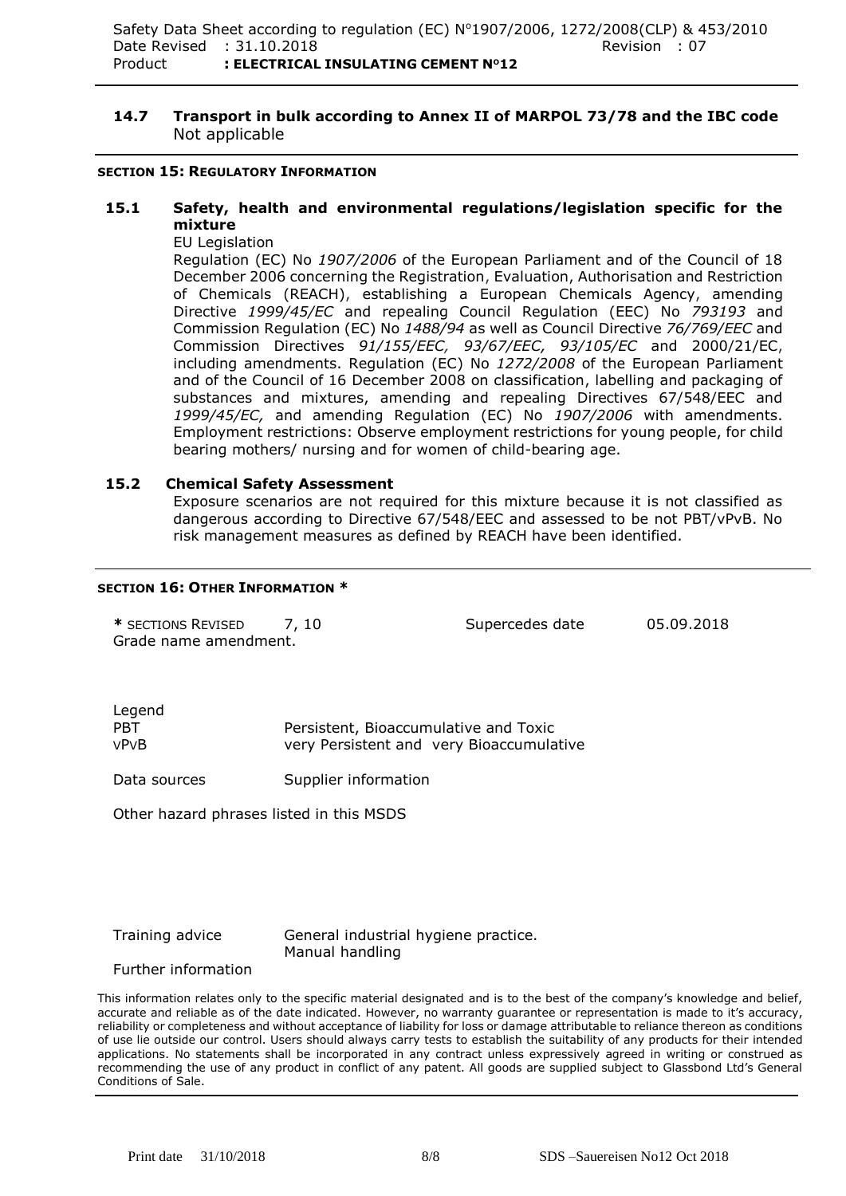### 14.7 Transport in bulk according to Annex II of MARPOL 73/78 and the IBC code

Not applicable

## SECTION 15: REGULATORY INFORMATION

### 15.1 Safety, health and environmental regulations/legislation specific for the mixture

EU Legislation

Regulation (EC) No *1907/2006* of the European Parliament and of the Council of 18 December 2006 concerning the Registration, Evaluation, Authorisation and Restriction of Chemicals (REACH), establishing a European Chemicals Agency, amending Directive *1999/45/EC* and repealing Council Regulation (EEC) No *793193* and Commission Regulation (EC) No *1488/94* as well as Council Directive *76/769/EEC* and Commission Directives *91/155/EEC, 93/67/EEC, 93/105/EC* and 2000/21/EC, including amendments. Regulation (EC) No *1272/2008* of the European Parliament and of the Council of 16 December 2008 on classification, labelling and packaging of substances and mixtures, amending and repealing Directives 67/548/EEC and *1999/45/EC,* and amending Regulation (EC) No *1907/2006* with amendments.

Employment restrictions: Observe employment restrictions for young people, for child bearing mothers/ nursing and for women of child-bearing age.

### 15.2 Chemical Safety Assessment

Exposure scenarios are not required for this mixture because it is not classified as dangerous according to Directive 67/548/EEC and assessed to be not PBT/vPvB. No risk management measures as defined by REACH have been identified.

## SECTION 16: OTHER INFORMATION *

| | | | |
|---|---|---|---|
| * SECTIONS REVISED | 7, 10 | Supercedes date | 05.09.2018 |

Grade name amendment.

Legend

| | |
|---|---|
| PBT | Persistent, Bioaccumulative and Toxic |
| vPvB | very Persistent and very Bioaccumulative |

Data sources: Supplier information

Other hazard phrases listed in this MSDS

Training advice: General industrial hygiene practice. Manual handling

Further information

This information relates only to the specific material designated and is to the best of the company's knowledge and belief, accurate and reliable as of the date indicated. However, no warranty guarantee or representation is made to it's accuracy, reliability or completeness and without acceptance of liability for loss or damage attributable to reliance thereon as conditions of use lie outside our control. Users should always carry tests to establish the suitability of any products for their intended applications. No statements shall be incorporated in any contract unless expressively agreed in writing or construed as recommending the use of any product in conflict of any patent. All goods are supplied subject to Glassbond Ltd's General Conditions of Sale.